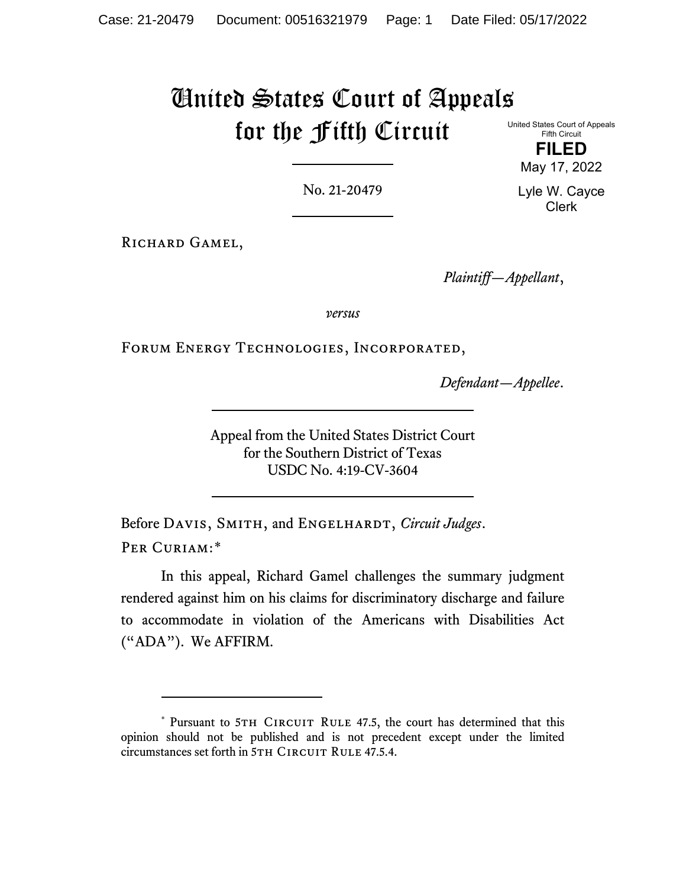# United States Court of Appeals for the Fifth Circuit

United States Court of Appeals
Fifth Circuit

**FILED**

May 17, 2022

Lyle W. Cayce
Clerk

No. 21-20479

Richard Gamel,

*Plaintiff—Appellant*,

*versus*

Forum Energy Technologies, Incorporated,

*Defendant—Appellee*.

Appeal from the United States District Court
for the Southern District of Texas
USDC No. 4:19-CV-3604

Before Davis, Smith, and Engelhardt, *Circuit Judges*.

Per Curiam:*

In this appeal, Richard Gamel challenges the summary judgment rendered against him on his claims for discriminatory discharge and failure to accommodate in violation of the Americans with Disabilities Act ("ADA"). We AFFIRM.

* Pursuant to 5th Circuit Rule 47.5, the court has determined that this opinion should not be published and is not precedent except under the limited circumstances set forth in 5th Circuit Rule 47.5.4.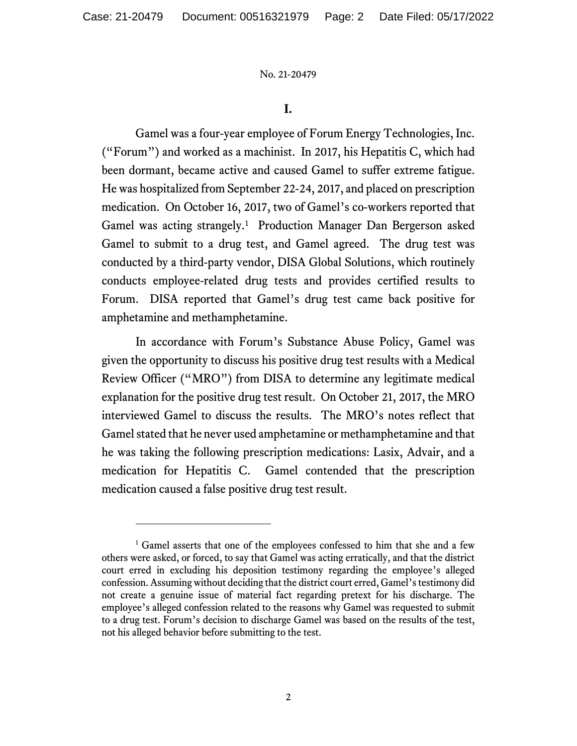## I.

Gamel was a four-year employee of Forum Energy Technologies, Inc. ("Forum") and worked as a machinist. In 2017, his Hepatitis C, which had been dormant, became active and caused Gamel to suffer extreme fatigue. He was hospitalized from September 22-24, 2017, and placed on prescription medication. On October 16, 2017, two of Gamel's co-workers reported that Gamel was acting strangely.[1] Production Manager Dan Bergerson asked Gamel to submit to a drug test, and Gamel agreed. The drug test was conducted by a third-party vendor, DISA Global Solutions, which routinely conducts employee-related drug tests and provides certified results to Forum. DISA reported that Gamel's drug test came back positive for amphetamine and methamphetamine.

In accordance with Forum's Substance Abuse Policy, Gamel was given the opportunity to discuss his positive drug test results with a Medical Review Officer ("MRO") from DISA to determine any legitimate medical explanation for the positive drug test result. On October 21, 2017, the MRO interviewed Gamel to discuss the results. The MRO's notes reflect that Gamel stated that he never used amphetamine or methamphetamine and that he was taking the following prescription medications: Lasix, Advair, and a medication for Hepatitis C. Gamel contended that the prescription medication caused a false positive drug test result.

---

[1] Gamel asserts that one of the employees confessed to him that she and a few others were asked, or forced, to say that Gamel was acting erratically, and that the district court erred in excluding his deposition testimony regarding the employee's alleged confession. Assuming without deciding that the district court erred, Gamel's testimony did not create a genuine issue of material fact regarding pretext for his discharge. The employee's alleged confession related to the reasons why Gamel was requested to submit to a drug test. Forum's decision to discharge Gamel was based on the results of the test, not his alleged behavior before submitting to the test.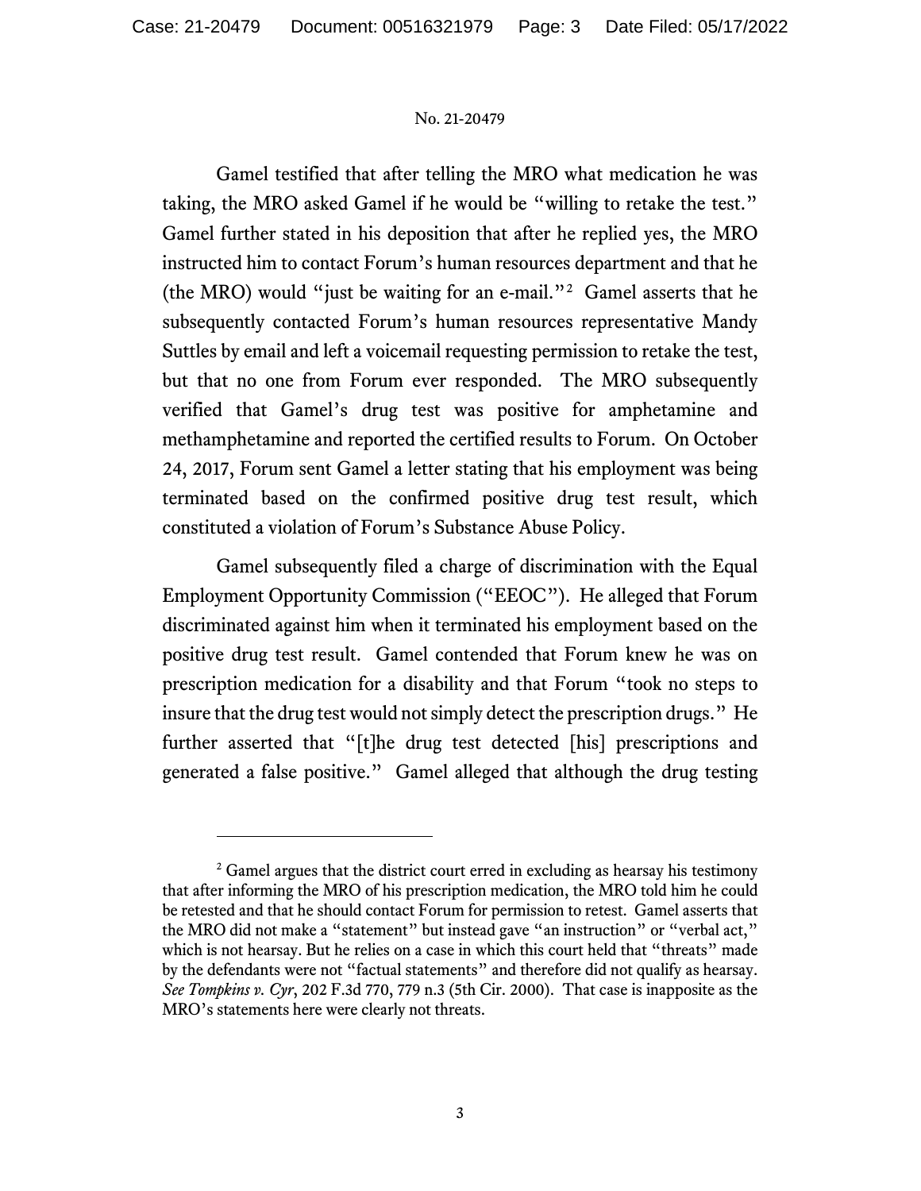Gamel testified that after telling the MRO what medication he was taking, the MRO asked Gamel if he would be "willing to retake the test." Gamel further stated in his deposition that after he replied yes, the MRO instructed him to contact Forum's human resources department and that he (the MRO) would "just be waiting for an e-mail."[2] Gamel asserts that he subsequently contacted Forum's human resources representative Mandy Suttles by email and left a voicemail requesting permission to retake the test, but that no one from Forum ever responded. The MRO subsequently verified that Gamel's drug test was positive for amphetamine and methamphetamine and reported the certified results to Forum. On October 24, 2017, Forum sent Gamel a letter stating that his employment was being terminated based on the confirmed positive drug test result, which constituted a violation of Forum's Substance Abuse Policy.

Gamel subsequently filed a charge of discrimination with the Equal Employment Opportunity Commission ("EEOC"). He alleged that Forum discriminated against him when it terminated his employment based on the positive drug test result. Gamel contended that Forum knew he was on prescription medication for a disability and that Forum "took no steps to insure that the drug test would not simply detect the prescription drugs." He further asserted that "[t]he drug test detected [his] prescriptions and generated a false positive." Gamel alleged that although the drug testing

---

[2] Gamel argues that the district court erred in excluding as hearsay his testimony that after informing the MRO of his prescription medication, the MRO told him he could be retested and that he should contact Forum for permission to retest. Gamel asserts that the MRO did not make a "statement" but instead gave "an instruction" or "verbal act," which is not hearsay. But he relies on a case in which this court held that "threats" made by the defendants were not "factual statements" and therefore did not qualify as hearsay. *See Tompkins v. Cyr*, 202 F.3d 770, 779 n.3 (5th Cir. 2000). That case is inapposite as the MRO's statements here were clearly not threats.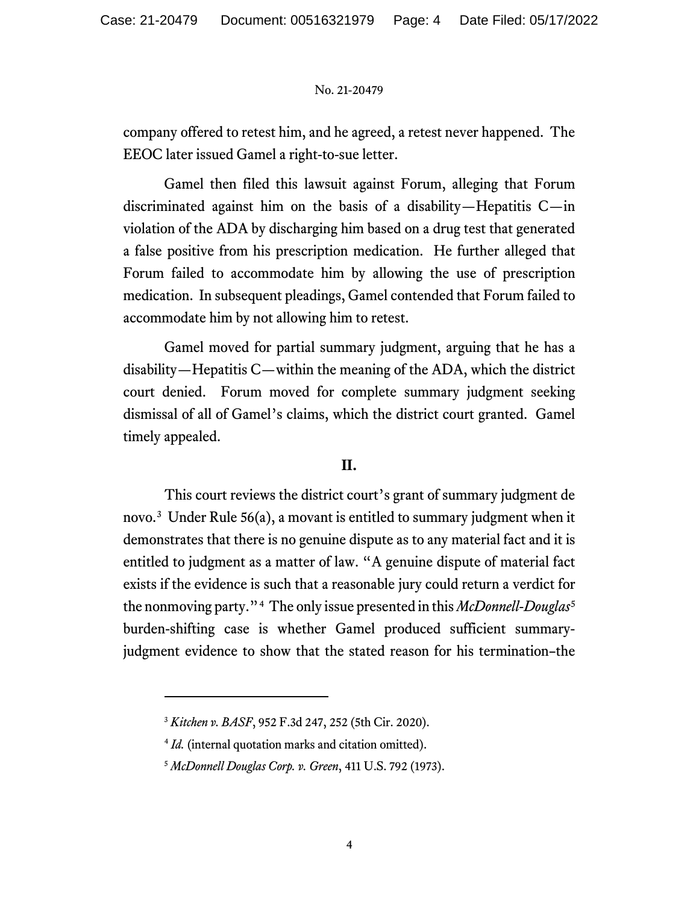company offered to retest him, and he agreed, a retest never happened. The EEOC later issued Gamel a right-to-sue letter.

Gamel then filed this lawsuit against Forum, alleging that Forum discriminated against him on the basis of a disability—Hepatitis C—in violation of the ADA by discharging him based on a drug test that generated a false positive from his prescription medication. He further alleged that Forum failed to accommodate him by allowing the use of prescription medication. In subsequent pleadings, Gamel contended that Forum failed to accommodate him by not allowing him to retest.

Gamel moved for partial summary judgment, arguing that he has a disability—Hepatitis C—within the meaning of the ADA, which the district court denied. Forum moved for complete summary judgment seeking dismissal of all of Gamel's claims, which the district court granted. Gamel timely appealed.

## II.

This court reviews the district court's grant of summary judgment de novo.[3] Under Rule 56(a), a movant is entitled to summary judgment when it demonstrates that there is no genuine dispute as to any material fact and it is entitled to judgment as a matter of law. "A genuine dispute of material fact exists if the evidence is such that a reasonable jury could return a verdict for the nonmoving party."[4] The only issue presented in this *McDonnell-Douglas*[5] burden-shifting case is whether Gamel produced sufficient summary-judgment evidence to show that the stated reason for his termination–the

---

[3] *Kitchen v. BASF*, 952 F.3d 247, 252 (5th Cir. 2020).

[4] *Id.* (internal quotation marks and citation omitted).

[5] *McDonnell Douglas Corp. v. Green*, 411 U.S. 792 (1973).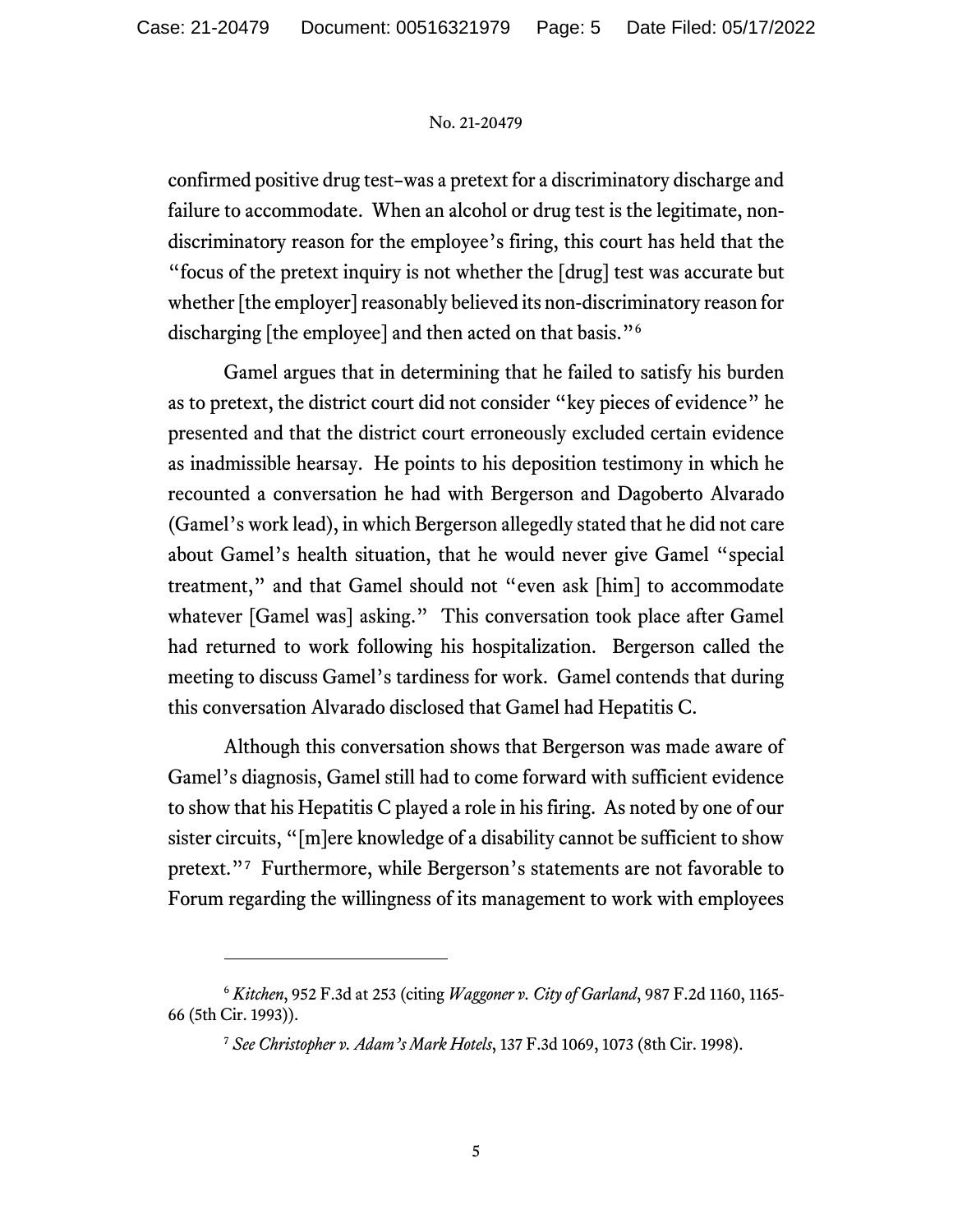confirmed positive drug test–was a pretext for a discriminatory discharge and failure to accommodate. When an alcohol or drug test is the legitimate, non-discriminatory reason for the employee's firing, this court has held that the "focus of the pretext inquiry is not whether the [drug] test was accurate but whether [the employer] reasonably believed its non-discriminatory reason for discharging [the employee] and then acted on that basis."[6]

Gamel argues that in determining that he failed to satisfy his burden as to pretext, the district court did not consider "key pieces of evidence" he presented and that the district court erroneously excluded certain evidence as inadmissible hearsay. He points to his deposition testimony in which he recounted a conversation he had with Bergerson and Dagoberto Alvarado (Gamel's work lead), in which Bergerson allegedly stated that he did not care about Gamel's health situation, that he would never give Gamel "special treatment," and that Gamel should not "even ask [him] to accommodate whatever [Gamel was] asking." This conversation took place after Gamel had returned to work following his hospitalization. Bergerson called the meeting to discuss Gamel's tardiness for work. Gamel contends that during this conversation Alvarado disclosed that Gamel had Hepatitis C.

Although this conversation shows that Bergerson was made aware of Gamel's diagnosis, Gamel still had to come forward with sufficient evidence to show that his Hepatitis C played a role in his firing. As noted by one of our sister circuits, "[m]ere knowledge of a disability cannot be sufficient to show pretext."[7] Furthermore, while Bergerson's statements are not favorable to Forum regarding the willingness of its management to work with employees

---

[6] *Kitchen*, 952 F.3d at 253 (citing *Waggoner v. City of Garland*, 987 F.2d 1160, 1165-66 (5th Cir. 1993)).

[7] *See Christopher v. Adam's Mark Hotels*, 137 F.3d 1069, 1073 (8th Cir. 1998).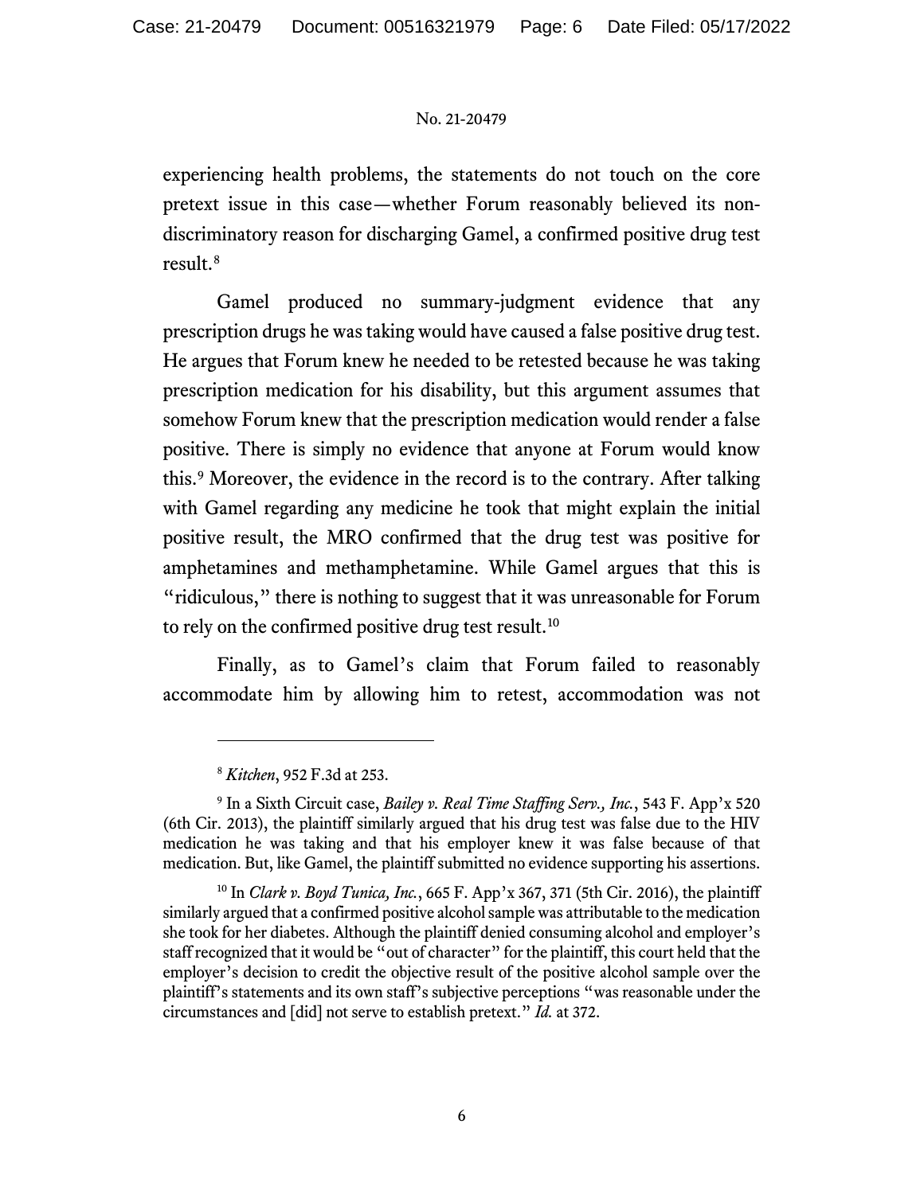experiencing health problems, the statements do not touch on the core pretext issue in this case—whether Forum reasonably believed its non-discriminatory reason for discharging Gamel, a confirmed positive drug test result.[8]

Gamel produced no summary-judgment evidence that any prescription drugs he was taking would have caused a false positive drug test. He argues that Forum knew he needed to be retested because he was taking prescription medication for his disability, but this argument assumes that somehow Forum knew that the prescription medication would render a false positive. There is simply no evidence that anyone at Forum would know this.[9] Moreover, the evidence in the record is to the contrary. After talking with Gamel regarding any medicine he took that might explain the initial positive result, the MRO confirmed that the drug test was positive for amphetamines and methamphetamine. While Gamel argues that this is "ridiculous," there is nothing to suggest that it was unreasonable for Forum to rely on the confirmed positive drug test result.[10]

Finally, as to Gamel's claim that Forum failed to reasonably accommodate him by allowing him to retest, accommodation was not

---

[8] *Kitchen*, 952 F.3d at 253.

[9] In a Sixth Circuit case, *Bailey v. Real Time Staffing Serv., Inc.*, 543 F. App'x 520 (6th Cir. 2013), the plaintiff similarly argued that his drug test was false due to the HIV medication he was taking and that his employer knew it was false because of that medication. But, like Gamel, the plaintiff submitted no evidence supporting his assertions.

[10] In *Clark v. Boyd Tunica, Inc.*, 665 F. App'x 367, 371 (5th Cir. 2016), the plaintiff similarly argued that a confirmed positive alcohol sample was attributable to the medication she took for her diabetes. Although the plaintiff denied consuming alcohol and employer's staff recognized that it would be "out of character" for the plaintiff, this court held that the employer's decision to credit the objective result of the positive alcohol sample over the plaintiff's statements and its own staff's subjective perceptions "was reasonable under the circumstances and [did] not serve to establish pretext." *Id.* at 372.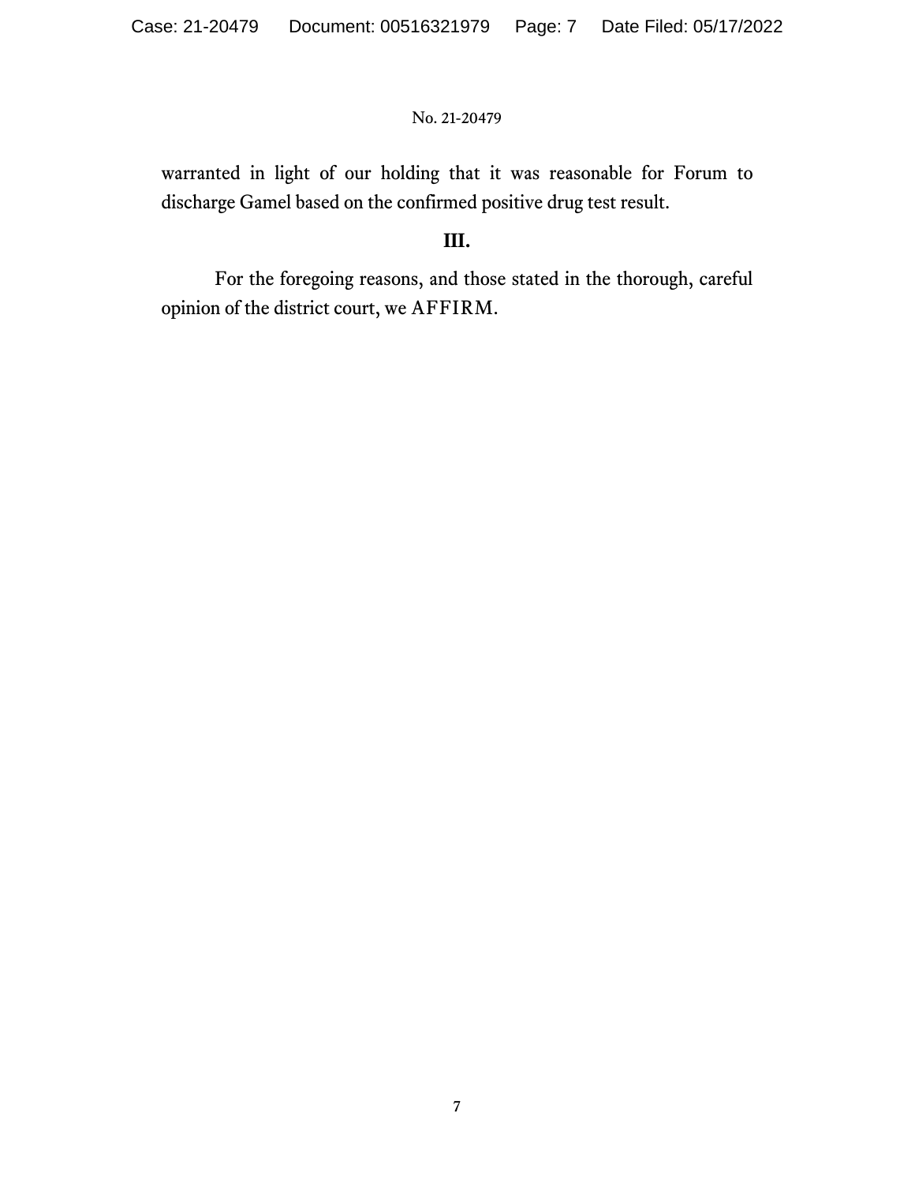warranted in light of our holding that it was reasonable for Forum to discharge Gamel based on the confirmed positive drug test result.

## III.

For the foregoing reasons, and those stated in the thorough, careful opinion of the district court, we AFFIRM.